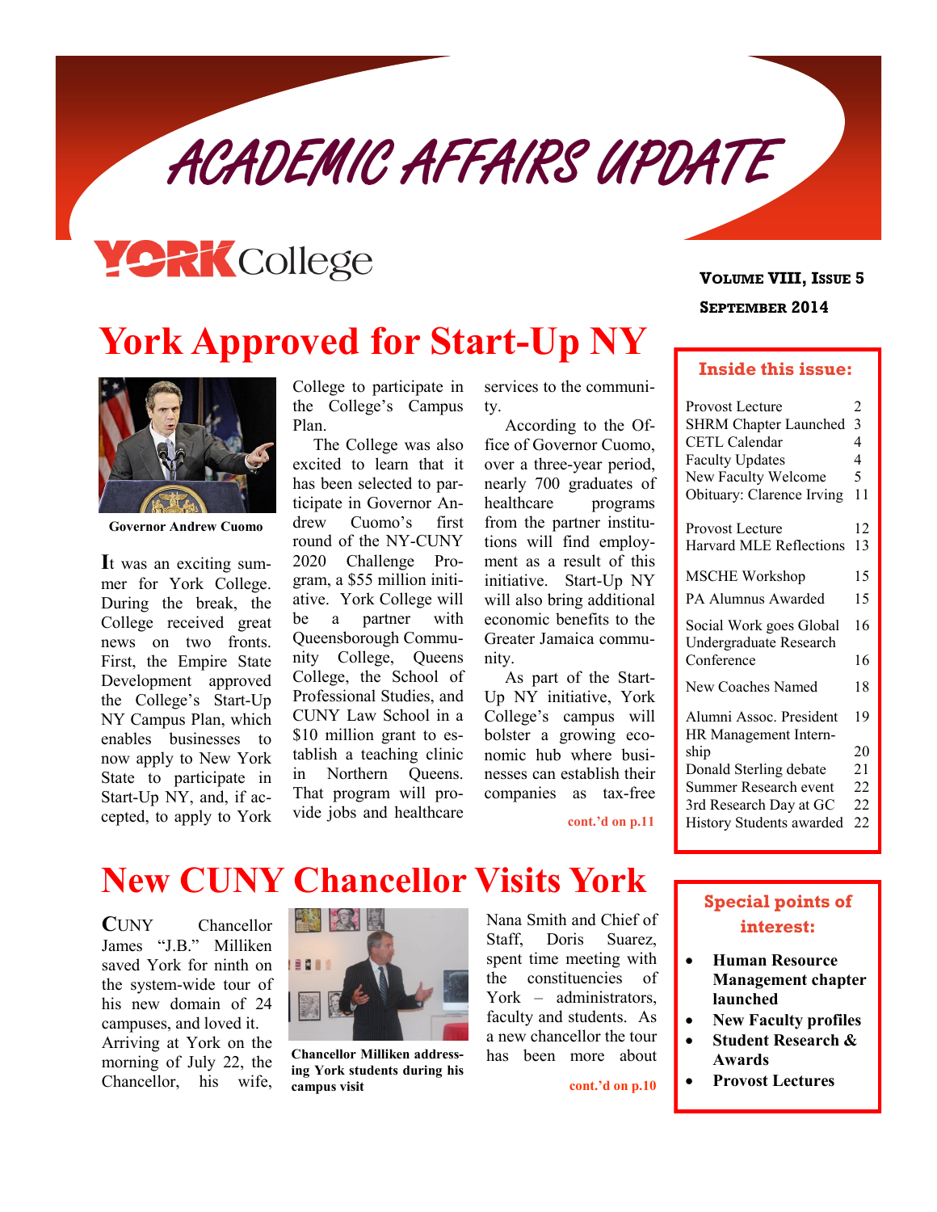# ACADEMIC AFFAIRS UPDATE

YORK College

**VOLUME VIII, ISSUE 5**

**SEPTEMBER 2014**

## York Approved for Start-Up NY

Governor Andrew Cuomo

It was an exciting summer for York College. During the break, the College received great news on two fronts. First, the Empire State Development approved the College's Start-Up NY Campus Plan, which enables businesses to now apply to New York State to participate in Start-Up NY, and, if accepted, to apply to York College to participate in the College's Campus Plan.

The College was also excited to learn that it has been selected to participate in Governor Andrew Cuomo's first round of the NY-CUNY 2020 Challenge Program, a $55 million initiative. York College will be a partner with Queensborough Community College, Queens College, the School of Professional Studies, and CUNY Law School in a $10 million grant to establish a teaching clinic in Northern Queens. That program will provide jobs and healthcare services to the community.

According to the Office of Governor Cuomo, over a three-year period, nearly 700 graduates of healthcare programs from the partner institutions will find employment as a result of this initiative. Start-Up NY will also bring additional economic benefits to the Greater Jamaica community.

As part of the Start-Up NY initiative, York College's campus will bolster a growing economic hub where businesses can establish their companies as tax-free

**cont.'d on p.11**

## New CUNY Chancellor Visits York

CUNY Chancellor James "J.B." Milliken saved York for ninth on the system-wide tour of his new domain of 24 campuses, and loved it. Arriving at York on the morning of July 22, the Chancellor, his wife, Nana Smith and Chief of Staff, Doris Suarez, spent time meeting with the constituencies of York – administrators, faculty and students. As a new chancellor the tour has been more about

**Chancellor Milliken addressing York students during his campus visit**

**cont.'d on p.10**

### Inside this issue:

| | |
|---|---|
| Provost Lecture | 2 |
| SHRM Chapter Launched | 3 |
| CETL Calendar | 4 |
| Faculty Updates | 4 |
| New Faculty Welcome | 5 |
| Obituary: Clarence Irving | 11 |
| Provost Lecture | 12 |
| Harvard MLE Reflections | 13 |
| MSCHE Workshop | 15 |
| PA Alumnus Awarded | 15 |
| Social Work goes Global | 16 |
| Undergraduate Research Conference | 16 |
| New Coaches Named | 18 |
| Alumni Assoc. President | 19 |
| HR Management Internship | 20 |
| Donald Sterling debate | 21 |
| Summer Research event | 22 |
| 3rd Research Day at GC | 22 |
| History Students awarded | 22 |

### Special points of interest:

- **Human Resource Management chapter launched**
- **New Faculty profiles**
- **Student Research & Awards**
- **Provost Lectures**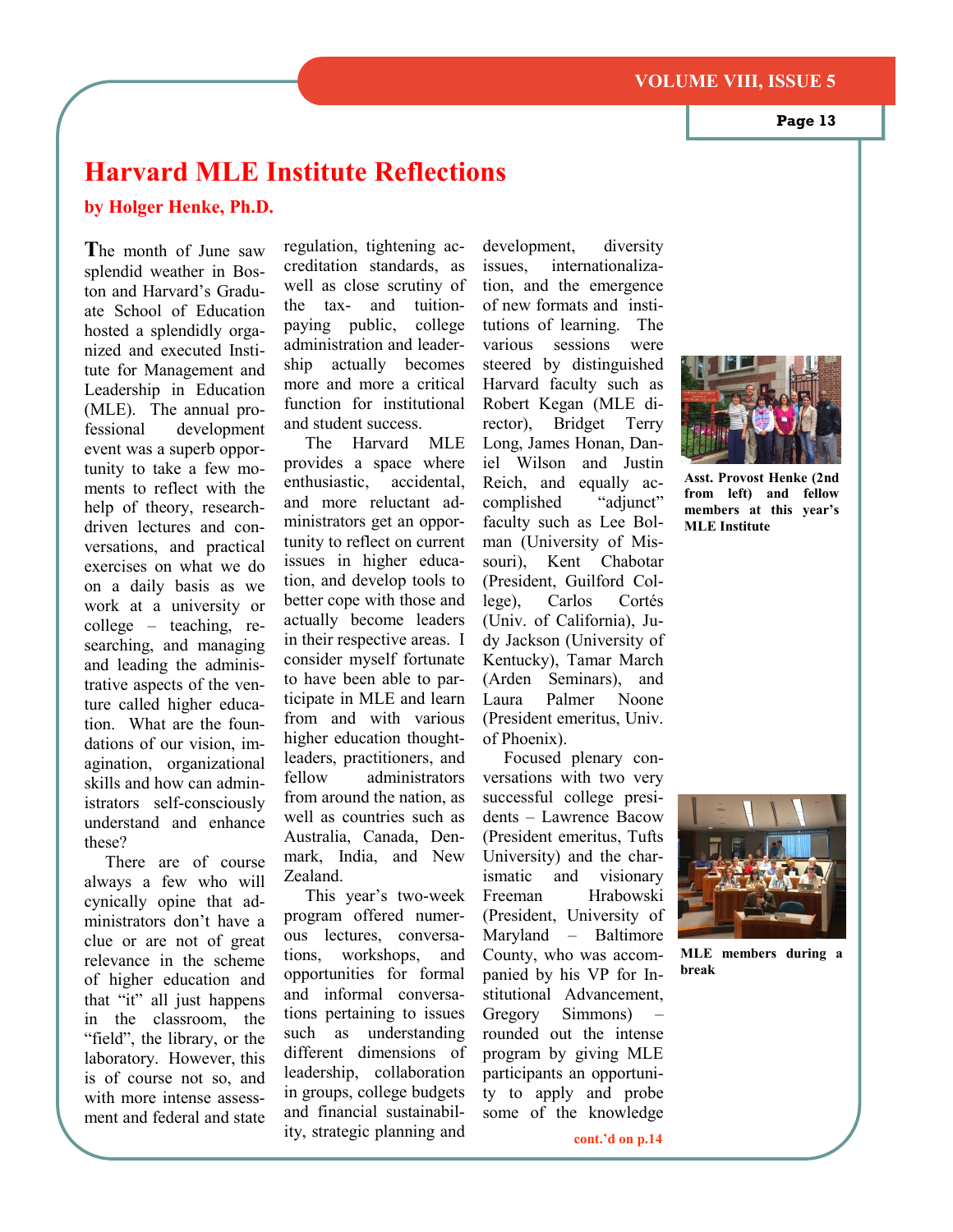# Harvard MLE Institute Reflections

**by Holger Henke, Ph.D.**

The month of June saw splendid weather in Boston and Harvard's Graduate School of Education hosted a splendidly organized and executed Institute for Management and Leadership in Education (MLE). The annual professional development event was a superb opportunity to take a few moments to reflect with the help of theory, research-driven lectures and conversations, and practical exercises on what we do on a daily basis as we work at a university or college – teaching, researching, and managing and leading the administrative aspects of the venture called higher education. What are the foundations of our vision, imagination, organizational skills and how can administrators self-consciously understand and enhance these?

There are of course always a few who will cynically opine that administrators don't have a clue or are not of great relevance in the scheme of higher education and that "it" all just happens in the classroom, the "field", the library, or the laboratory. However, this is of course not so, and with more intense assessment and federal and state regulation, tightening accreditation standards, as well as close scrutiny of the tax- and tuition-paying public, college administration and leadership actually becomes more and more a critical function for institutional and student success.

The Harvard MLE provides a space where enthusiastic, accidental, and more reluctant administrators get an opportunity to reflect on current issues in higher education, and develop tools to better cope with those and actually become leaders in their respective areas. I consider myself fortunate to have been able to participate in MLE and learn from and with various higher education thought-leaders, practitioners, and fellow administrators from around the nation, as well as countries such as Australia, Canada, Denmark, India, and New Zealand.

This year's two-week program offered numerous lectures, conversations, workshops, and opportunities for formal and informal conversations pertaining to issues such as understanding different dimensions of leadership, collaboration in groups, college budgets and financial sustainability, strategic planning and development, diversity issues, internationalization, and the emergence of new formats and institutions of learning. The various sessions were steered by distinguished Harvard faculty such as Robert Kegan (MLE director), Bridget Terry Long, James Honan, Daniel Wilson and Justin Reich, and equally accomplished "adjunct" faculty such as Lee Bolman (University of Missouri), Kent Chabotar (President, Guilford College), Carlos Cortés (Univ. of California), Judy Jackson (University of Kentucky), Tamar March (Arden Seminars), and Laura Palmer Noone (President emeritus, Univ. of Phoenix).

Focused plenary conversations with two very successful college presidents – Lawrence Bacow (President emeritus, Tufts University) and the charismatic and visionary Freeman Hrabowski (President, University of Maryland – Baltimore County, who was accompanied by his VP for Institutional Advancement, Gregory Simmons) – rounded out the intense program by giving MLE participants an opportunity to apply and probe some of the knowledge

**cont.'d on p.14**

**Asst. Provost Henke (2nd from left) and fellow members at this year's MLE Institute**

**MLE members during a break**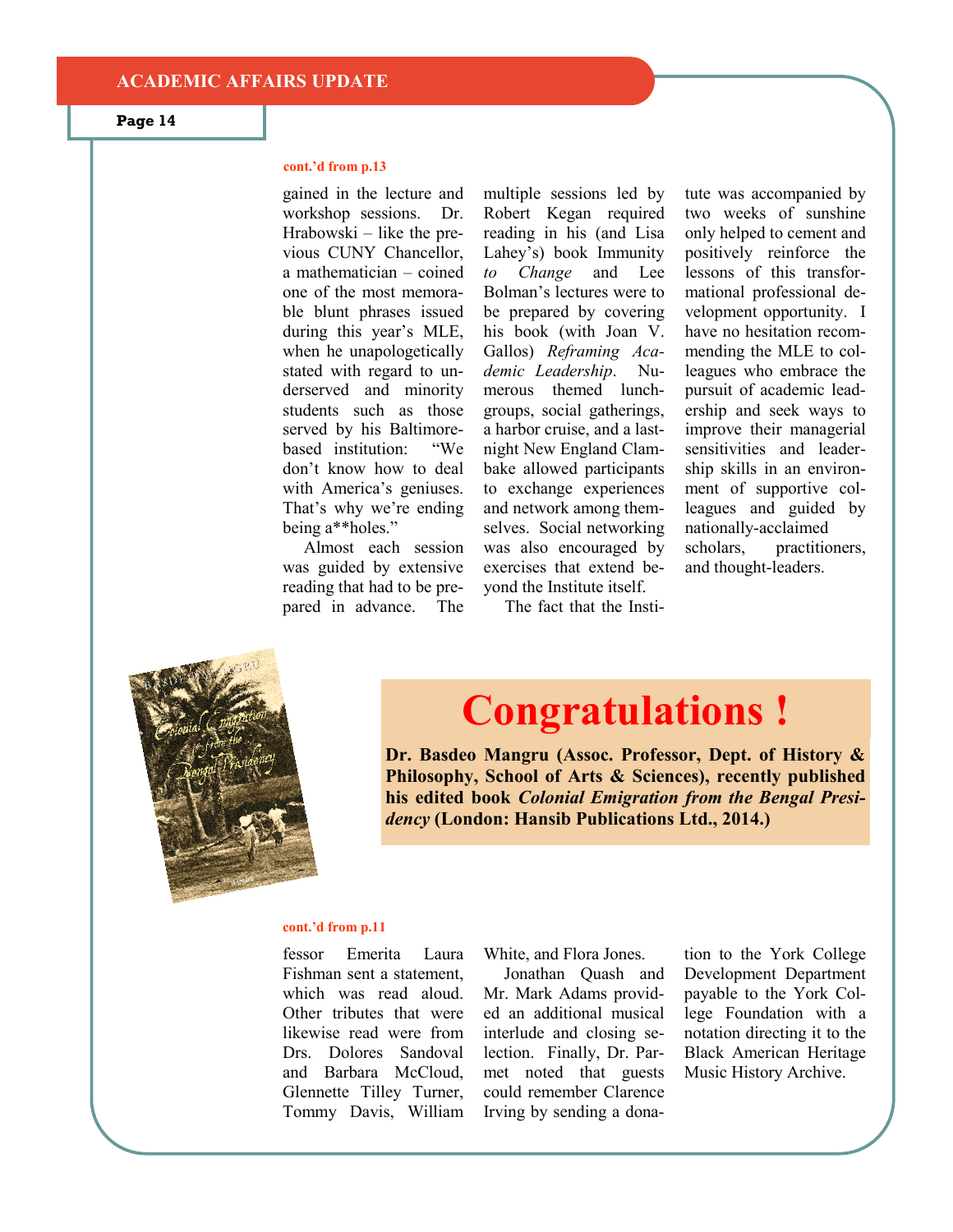cont.'d from p.13

gained in the lecture and workshop sessions. Dr. Hrabowski – like the previous CUNY Chancellor, a mathematician – coined one of the most memorable blunt phrases issued during this year's MLE, when he unapologetically stated with regard to underserved and minority students such as those served by his Baltimore-based institution: "We don't know how to deal with America's geniuses. That's why we're ending being a**holes."

Almost each session was guided by extensive reading that had to be prepared in advance. The multiple sessions led by Robert Kegan required reading in his (and Lisa Lahey's) book Immunity *to Change* and Lee Bolman's lectures were to be prepared by covering his book (with Joan V. Gallos) *Reframing Academic Leadership*. Numerous themed lunch-groups, social gatherings, a harbor cruise, and a last-night New England Clambake allowed participants to exchange experiences and network among themselves. Social networking was also encouraged by exercises that extend beyond the Institute itself.

The fact that the Institute was accompanied by two weeks of sunshine only helped to cement and positively reinforce the lessons of this transformational professional development opportunity. I have no hesitation recommending the MLE to colleagues who embrace the pursuit of academic leadership and seek ways to improve their managerial sensitivities and leadership skills in an environment of supportive colleagues and guided by nationally-acclaimed scholars, practitioners, and thought-leaders.

# Congratulations !

**Dr. Basdeo Mangru (Assoc. Professor, Dept. of History & Philosophy, School of Arts & Sciences), recently published his edited book *Colonial Emigration from the Bengal Presidency* (London: Hansib Publications Ltd., 2014.)**

cont.'d from p.11

fessor Emerita Laura Fishman sent a statement, which was read aloud. Other tributes that were likewise read were from Drs. Dolores Sandoval and Barbara McCloud, Glennette Tilley Turner, Tommy Davis, William White, and Flora Jones.

Jonathan Quash and Mr. Mark Adams provided an additional musical interlude and closing selection. Finally, Dr. Parmet noted that guests could remember Clarence Irving by sending a donation to the York College Development Department payable to the York College Foundation with a notation directing it to the Black American Heritage Music History Archive.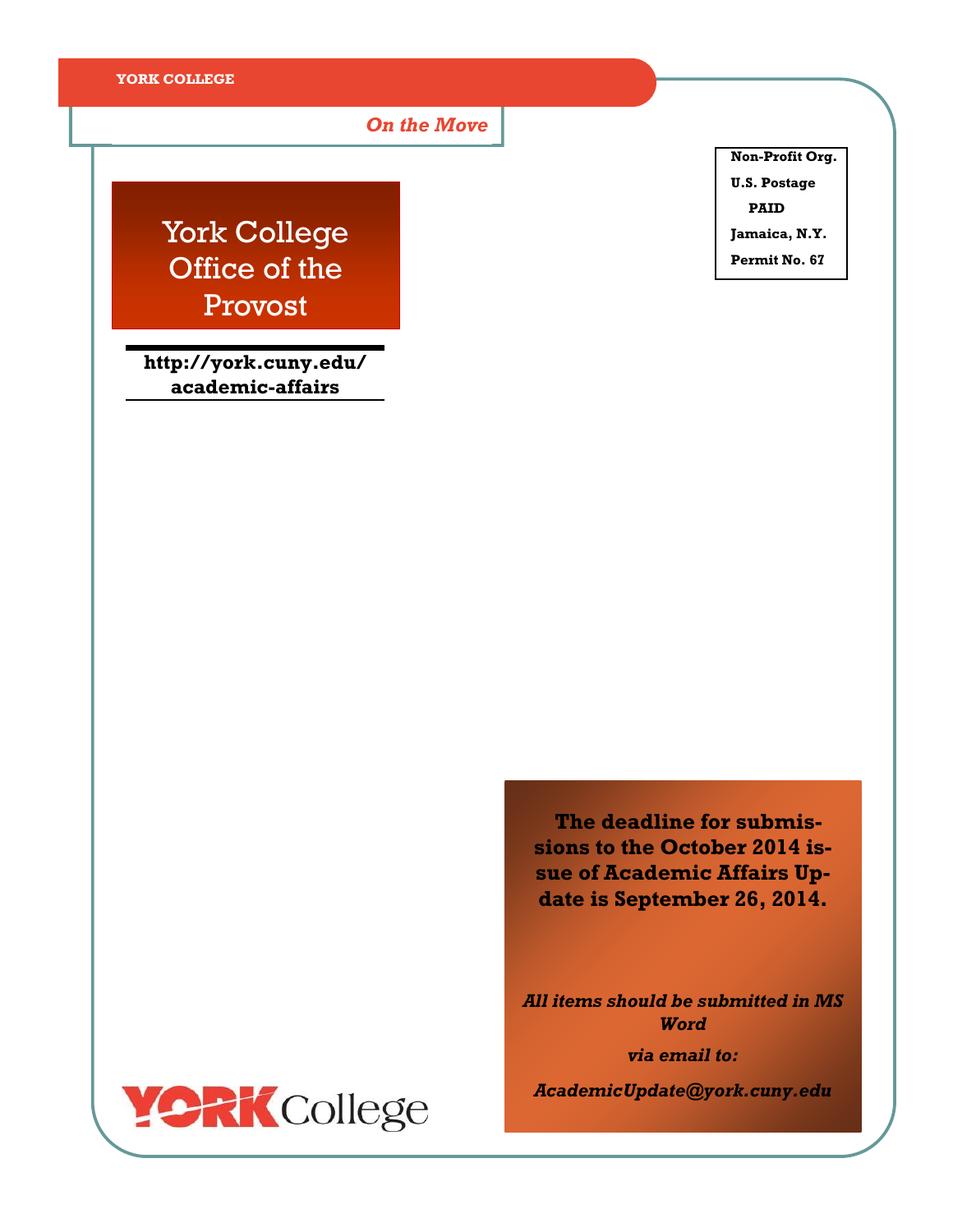YORK COLLEGE

*On the Move*

Non-Profit Org.
U.S. Postage
PAID
Jamaica, N.Y.
Permit No. 67

# York College Office of the Provost

**http://york.cuny.edu/academic-affairs**

**The deadline for submissions to the October 2014 issue of Academic Affairs Update is September 26, 2014.**

***All items should be submitted in MS Word***

***via email to:***

***AcademicUpdate@york.cuny.edu***

YORK College